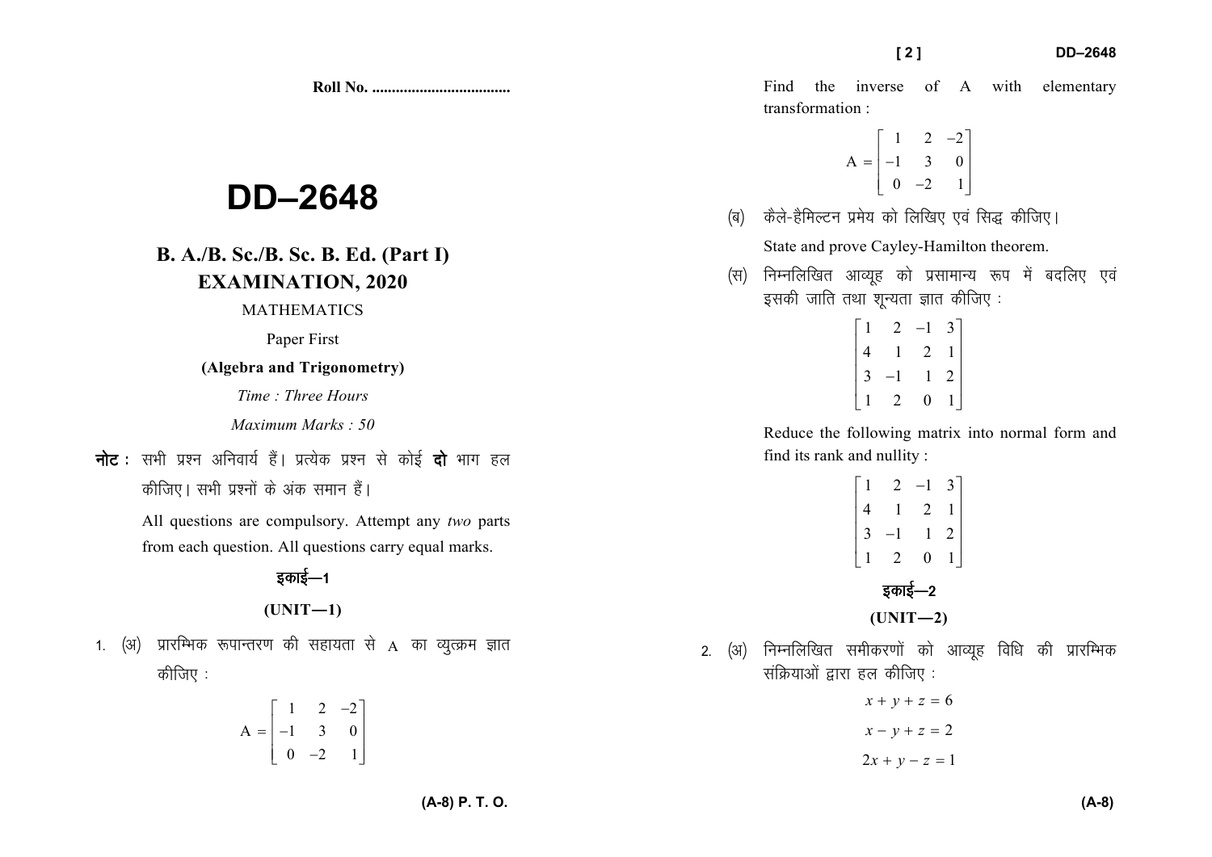Roll No. ..................................

# DD–2648

## B. A./B. Sc./B. Sc. B. Ed. (Part I) EXAMINATION, 2020

MATHEMATICS

Paper First

**(Algebra and Trigonometry)**

*Time : Three Hours*

*Maximum Marks : 50*

**नोट :** सभी प्रश्न अनिवार्य हैं। प्रत्येक प्रश्न से कोई **दो** भाग हल कीजिए। सभी प्रश्नों के अंक समान हैं।

All questions are compulsory. Attempt any *two* parts from each question. All questions carry equal marks.

### इकाई—1

### (UNIT—1)

1. (अ) प्रारम्भिक रूपान्तरण की सहायता से A का व्युत्क्रम ज्ञात कीजिए :

$$A = \begin{bmatrix} 1 & 2 & -2 \\ -1 & 3 & 0 \\ 0 & -2 & 1 \end{bmatrix}$$

Find the inverse of A with elementary transformation :

$$A = \begin{bmatrix} 1 & 2 & -2 \\ -1 & 3 & 0 \\ 0 & -2 & 1 \end{bmatrix}$$

(ब) कैले-हैमिल्टन प्रमेय को लिखिए एवं सिद्ध कीजिए।

State and prove Cayley-Hamilton theorem.

(स) निम्नलिखित आव्यूह को प्रसामान्य रूप में बदलिए एवं इसकी जाति तथा शून्यता ज्ञात कीजिए :

$$\begin{bmatrix} 1 & 2 & -1 & 3 \\ 4 & 1 & 2 & 1 \\ 3 & -1 & 1 & 2 \\ 1 & 2 & 0 & 1 \end{bmatrix}$$

Reduce the following matrix into normal form and find its rank and nullity :

$$\begin{bmatrix} 1 & 2 & -1 & 3 \\ 4 & 1 & 2 & 1 \\ 3 & -1 & 1 & 2 \\ 1 & 2 & 0 & 1 \end{bmatrix}$$

### इकाई—2

### (UNIT—2)

2. (अ) निम्नलिखित समीकरणों को आव्यूह विधि की प्रारम्भिक संक्रियाओं द्वारा हल कीजिए :

$$x + y + z = 6$$

$$x - y + z = 2$$

$$2x + y - z = 1$$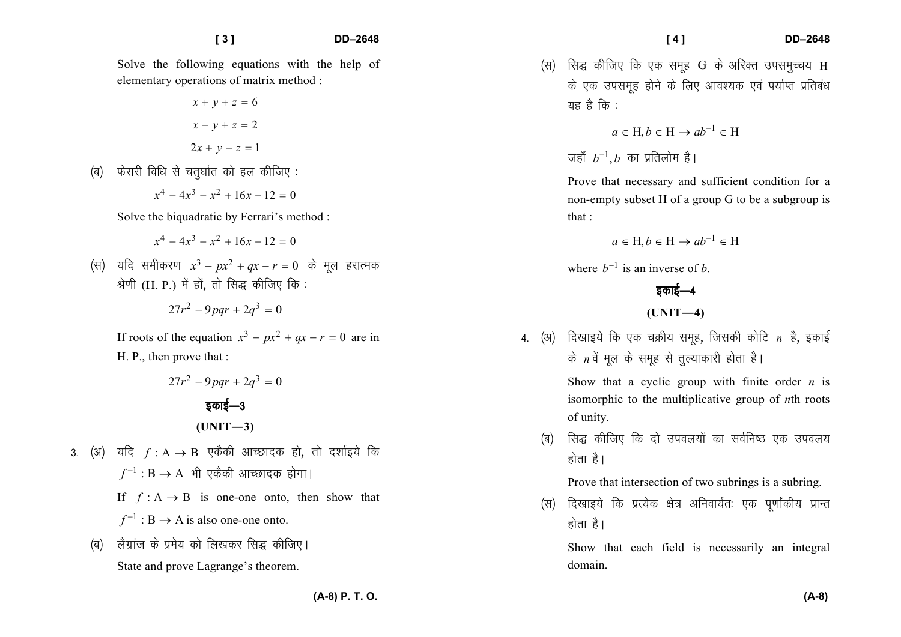Solve the following equations with the help of elementary operations of matrix method :

$$x + y + z = 6$$

$$x - y + z = 2$$

$$2x + y - z = 1$$

(ब) फेरारी विधि से चतुर्घात को हल कीजिए :

$$x^4 - 4x^3 - x^2 + 16x - 12 = 0$$

Solve the biquadratic by Ferrari's method :

$$x^4 - 4x^3 - x^2 + 16x - 12 = 0$$

(स) यदि समीकरण $x^3 - px^2 + qx - r = 0$ के मूल हरात्मक श्रेणी (H. P.) में हों, तो सिद्ध कीजिए कि :

$$27r^2 - 9pqr + 2q^3 = 0$$

If roots of the equation $x^3 - px^2 + qx - r = 0$ are in H. P., then prove that :

$$27r^2 - 9pqr + 2q^3 = 0$$

## इकाई—3

## (UNIT—3)

3. (अ) यदि $f : \mathrm{A} \to \mathrm{B}$ एकैकी आच्छादक हो, तो दर्शाइये कि $f^{-1} : \mathrm{B} \to \mathrm{A}$ भी एकैकी आच्छादक होगा।

If $f : \mathrm{A} \to \mathrm{B}$ is one-one onto, then show that $f^{-1} : \mathrm{B} \to \mathrm{A}$ is also one-one onto.

(ब) लैग्रांज के प्रमेय को लिखकर सिद्ध कीजिए।

State and prove Lagrange's theorem.

(स) सिद्ध कीजिए कि एक समूह G के अरिक्त उपसमुच्चय H के एक उपसमूह होने के लिए आवश्यक एवं पर्याप्त प्रतिबंध यह है कि :

$$a \in \mathrm{H}, b \in \mathrm{H} \to ab^{-1} \in \mathrm{H}$$

जहाँ $b^{-1}, b$ का प्रतिलोम है।

Prove that necessary and sufficient condition for a non-empty subset H of a group G to be a subgroup is that :

$$a \in \mathrm{H}, b \in \mathrm{H} \to ab^{-1} \in \mathrm{H}$$

where $b^{-1}$ is an inverse of $b$.

## इकाई—4

## (UNIT—4)

4. (अ) दिखाइये कि एक चक्रीय समूह, जिसकी कोटि $n$ है, इकाई के $n$ वें मूल के समूह से तुल्याकारी होता है।

Show that a cyclic group with finite order $n$ is isomorphic to the multiplicative group of $n$th roots of unity.

(ब) सिद्ध कीजिए कि दो उपवलयों का सर्वनिष्ठ एक उपवलय होता है।

Prove that intersection of two subrings is a subring.

(स) दिखाइये कि प्रत्येक क्षेत्र अनिवार्यतः एक पूर्णांकीय प्रान्त होता है।

Show that each field is necessarily an integral domain.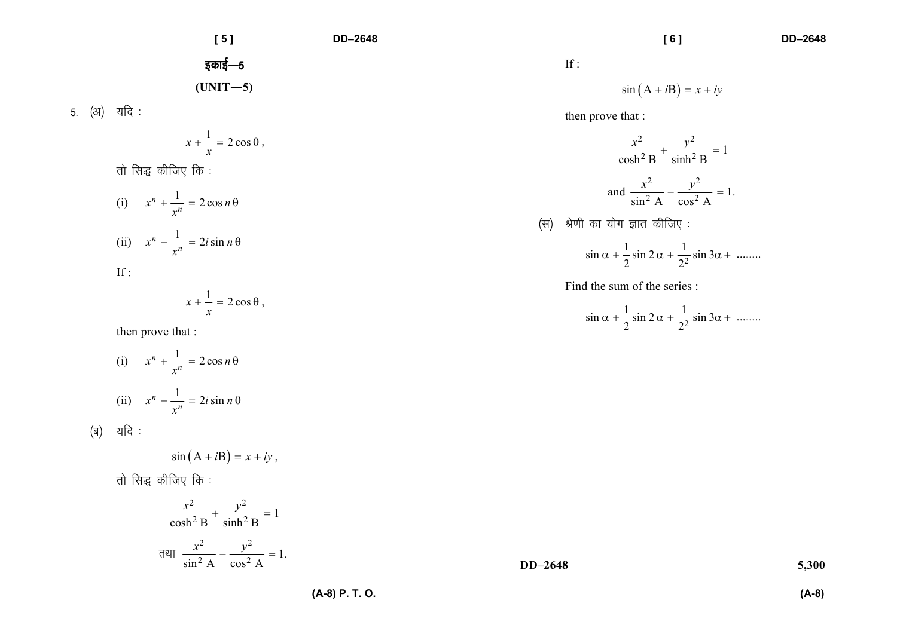## इकाई—5

## (UNIT—5)

5\. (अ) यदि :

$$x + \frac{1}{x} = 2\cos\theta,$$

तो सिद्ध कीजिए कि :

(i) $x^n + \dfrac{1}{x^n} = 2\cos n\theta$

(ii) $x^n - \dfrac{1}{x^n} = 2i\sin n\theta$

If :

$$x + \frac{1}{x} = 2\cos\theta,$$

then prove that :

(i) $x^n + \dfrac{1}{x^n} = 2\cos n\theta$

(ii) $x^n - \dfrac{1}{x^n} = 2i\sin n\theta$

(ब) यदि :

$$\sin(\mathrm{A} + i\mathrm{B}) = x + iy,$$

तो सिद्ध कीजिए कि :

$$\frac{x^2}{\cosh^2 \mathrm{B}} + \frac{y^2}{\sinh^2 \mathrm{B}} = 1$$

तथा $\dfrac{x^2}{\sin^2 \mathrm{A}} - \dfrac{y^2}{\cos^2 \mathrm{A}} = 1.$

If :

$$\sin(\mathrm{A} + i\mathrm{B}) = x + iy$$

then prove that :

$$\frac{x^2}{\cosh^2 \mathrm{B}} + \frac{y^2}{\sinh^2 \mathrm{B}} = 1$$

and $\dfrac{x^2}{\sin^2 \mathrm{A}} - \dfrac{y^2}{\cos^2 \mathrm{A}} = 1.$

(स) श्रेणी का योग ज्ञात कीजिए :

$$\sin\alpha + \frac{1}{2}\sin 2\alpha + \frac{1}{2^2}\sin 3\alpha + \ldots\ldots$$

Find the sum of the series :

$$\sin\alpha + \frac{1}{2}\sin 2\alpha + \frac{1}{2^2}\sin 3\alpha + \ldots\ldots$$

DD–2648 5,300